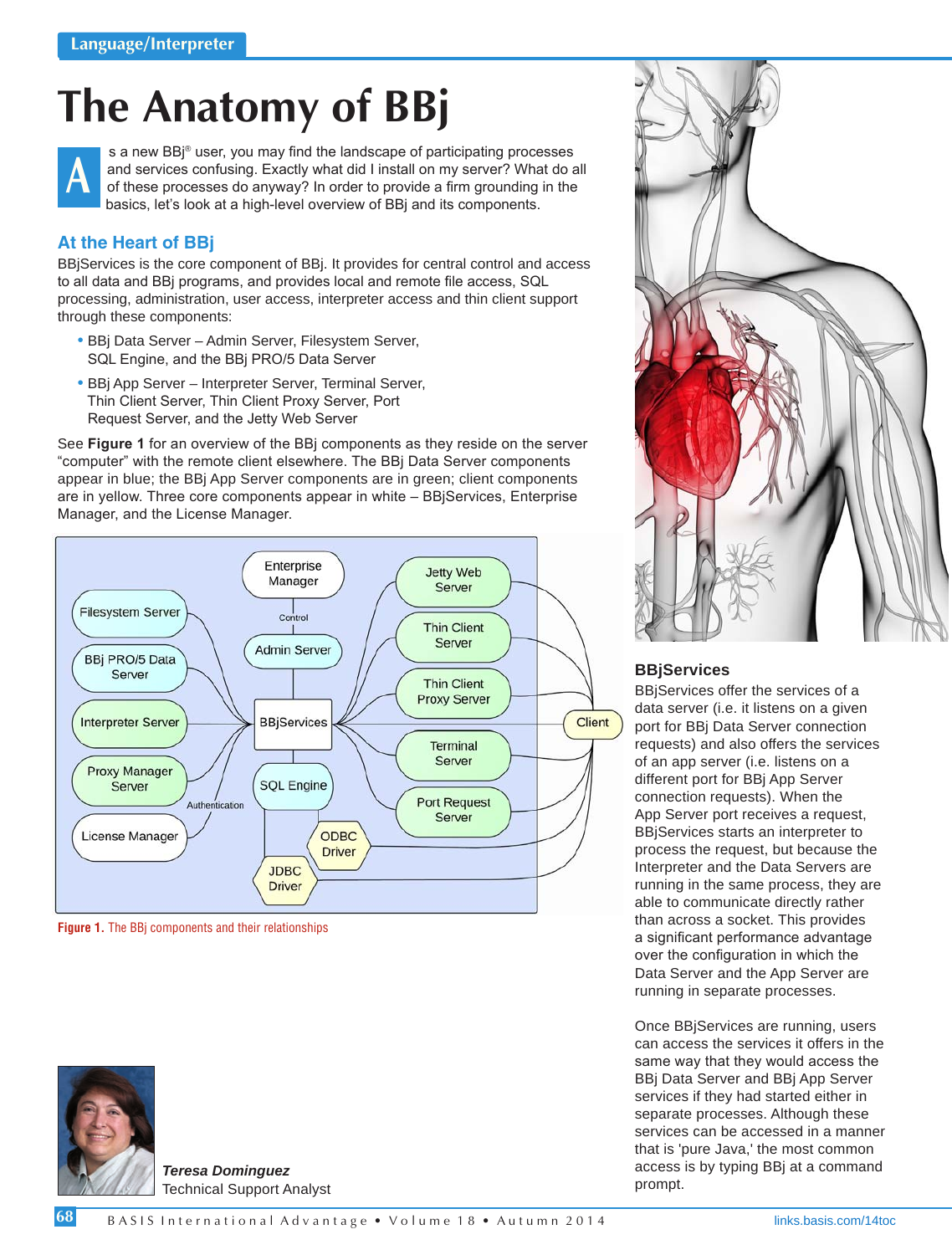# The Anatomy of BBj

As a new BBj® user, you may find the landscape of participating processes and services confusing. Exactly what did I install on my server? What do all of these processes do anyway? In order to provide a firm grounding in the basics, let's look at a high-level overview of BBj and its components.

## At the Heart of BBj

BBjServices is the core component of BBj. It provides for central control and access to all data and BBj programs, and provides local and remote file access, SQL processing, administration, user access, interpreter access and thin client support through these components:

- BBj Data Server – Admin Server, Filesystem Server, SQL Engine, and the BBj PRO/5 Data Server
- BBj App Server – Interpreter Server, Terminal Server, Thin Client Server, Thin Client Proxy Server, Port Request Server, and the Jetty Web Server

See **Figure 1** for an overview of the BBj components as they reside on the server "computer" with the remote client elsewhere. The BBj Data Server components appear in blue; the BBj App Server components are in green; client components are in yellow. Three core components appear in white – BBjServices, Enterprise Manager, and the License Manager.

**Figure 1.** The BBj components and their relationships

***Teresa Dominguez***
Technical Support Analyst

### BBjServices

BBjServices offer the services of a data server (i.e. it listens on a given port for BBj Data Server connection requests) and also offers the services of an app server (i.e. listens on a different port for BBj App Server connection requests). When the App Server port receives a request, BBjServices starts an interpreter to process the request, but because the Interpreter and the Data Servers are running in the same process, they are able to communicate directly rather than across a socket. This provides a significant performance advantage over the configuration in which the Data Server and the App Server are running in separate processes.

Once BBjServices are running, users can access the services it offers in the same way that they would access the BBj Data Server and BBj App Server services if they had started either in separate processes. Although these services can be accessed in a manner that is 'pure Java,' the most common access is by typing BBj at a command prompt.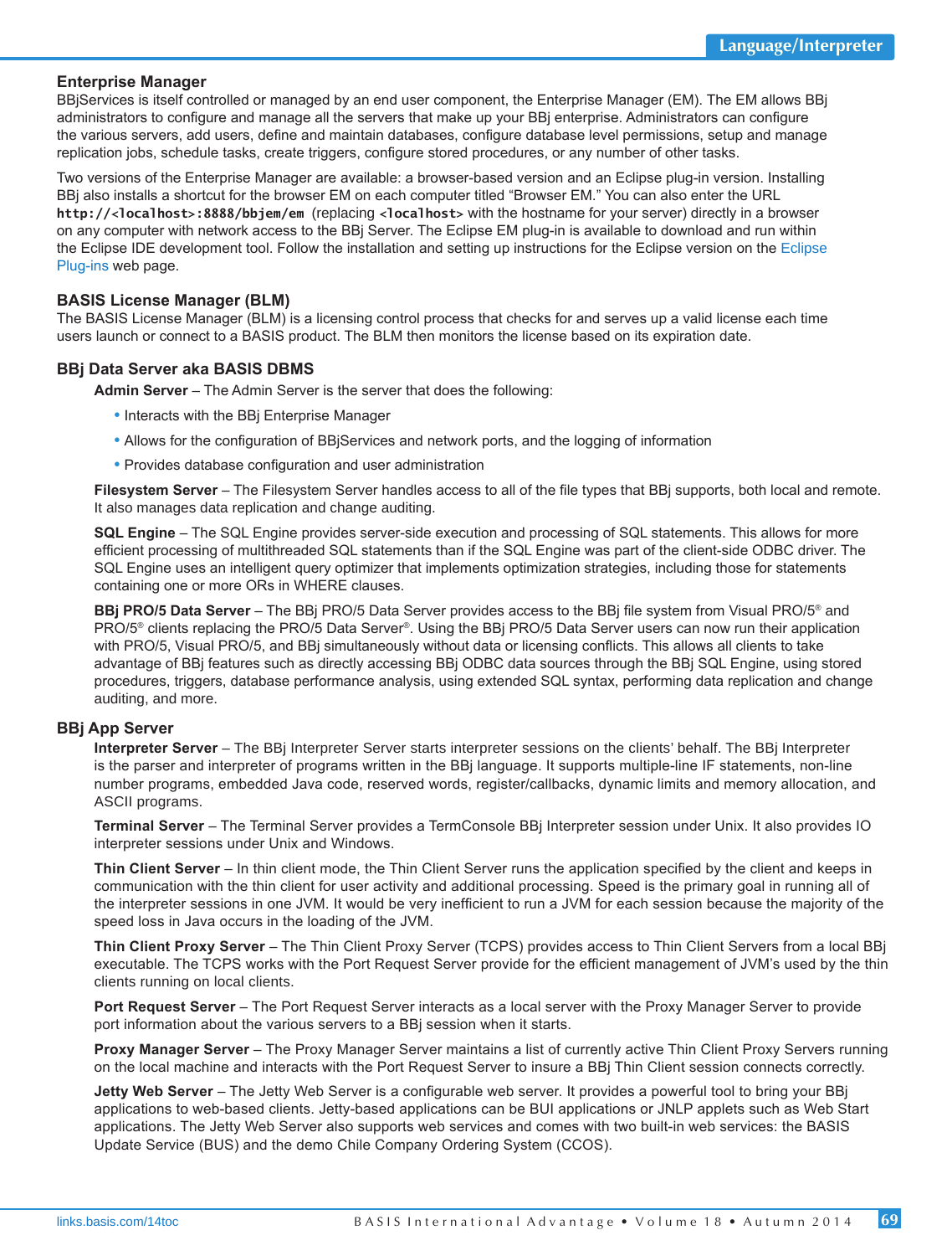## Enterprise Manager

BBjServices is itself controlled or managed by an end user component, the Enterprise Manager (EM). The EM allows BBj administrators to configure and manage all the servers that make up your BBj enterprise. Administrators can configure the various servers, add users, define and maintain databases, configure database level permissions, setup and manage replication jobs, schedule tasks, create triggers, configure stored procedures, or any number of other tasks.

Two versions of the Enterprise Manager are available: a browser-based version and an Eclipse plug-in version. Installing BBj also installs a shortcut for the browser EM on each computer titled "Browser EM." You can also enter the URL **`http://<localhost>:8888/bbjem/em`** (replacing **`<localhost>`** with the hostname for your server) directly in a browser on any computer with network access to the BBj Server. The Eclipse EM plug-in is available to download and run within the Eclipse IDE development tool. Follow the installation and setting up instructions for the Eclipse version on the Eclipse Plug-ins web page.

## BASIS License Manager (BLM)

The BASIS License Manager (BLM) is a licensing control process that checks for and serves up a valid license each time users launch or connect to a BASIS product. The BLM then monitors the license based on its expiration date.

## BBj Data Server aka BASIS DBMS

**Admin Server** – The Admin Server is the server that does the following:

- Interacts with the BBj Enterprise Manager
- Allows for the configuration of BBjServices and network ports, and the logging of information
- Provides database configuration and user administration

**Filesystem Server** – The Filesystem Server handles access to all of the file types that BBj supports, both local and remote. It also manages data replication and change auditing.

**SQL Engine** – The SQL Engine provides server-side execution and processing of SQL statements. This allows for more efficient processing of multithreaded SQL statements than if the SQL Engine was part of the client-side ODBC driver. The SQL Engine uses an intelligent query optimizer that implements optimization strategies, including those for statements containing one or more ORs in WHERE clauses.

**BBj PRO/5 Data Server** – The BBj PRO/5 Data Server provides access to the BBj file system from Visual PRO/5® and PRO/5® clients replacing the PRO/5 Data Server®. Using the BBj PRO/5 Data Server users can now run their application with PRO/5, Visual PRO/5, and BBj simultaneously without data or licensing conflicts. This allows all clients to take advantage of BBj features such as directly accessing BBj ODBC data sources through the BBj SQL Engine, using stored procedures, triggers, database performance analysis, using extended SQL syntax, performing data replication and change auditing, and more.

## BBj App Server

**Interpreter Server** – The BBj Interpreter Server starts interpreter sessions on the clients' behalf. The BBj Interpreter is the parser and interpreter of programs written in the BBj language. It supports multiple-line IF statements, non-line number programs, embedded Java code, reserved words, register/callbacks, dynamic limits and memory allocation, and ASCII programs.

**Terminal Server** – The Terminal Server provides a TermConsole BBj Interpreter session under Unix. It also provides IO interpreter sessions under Unix and Windows.

**Thin Client Server** – In thin client mode, the Thin Client Server runs the application specified by the client and keeps in communication with the thin client for user activity and additional processing. Speed is the primary goal in running all of the interpreter sessions in one JVM. It would be very inefficient to run a JVM for each session because the majority of the speed loss in Java occurs in the loading of the JVM.

**Thin Client Proxy Server** – The Thin Client Proxy Server (TCPS) provides access to Thin Client Servers from a local BBj executable. The TCPS works with the Port Request Server provide for the efficient management of JVM's used by the thin clients running on local clients.

**Port Request Server** – The Port Request Server interacts as a local server with the Proxy Manager Server to provide port information about the various servers to a BBj session when it starts.

**Proxy Manager Server** – The Proxy Manager Server maintains a list of currently active Thin Client Proxy Servers running on the local machine and interacts with the Port Request Server to insure a BBj Thin Client session connects correctly.

**Jetty Web Server** – The Jetty Web Server is a configurable web server. It provides a powerful tool to bring your BBj applications to web-based clients. Jetty-based applications can be BUI applications or JNLP applets such as Web Start applications. The Jetty Web Server also supports web services and comes with two built-in web services: the BASIS Update Service (BUS) and the demo Chile Company Ordering System (CCOS).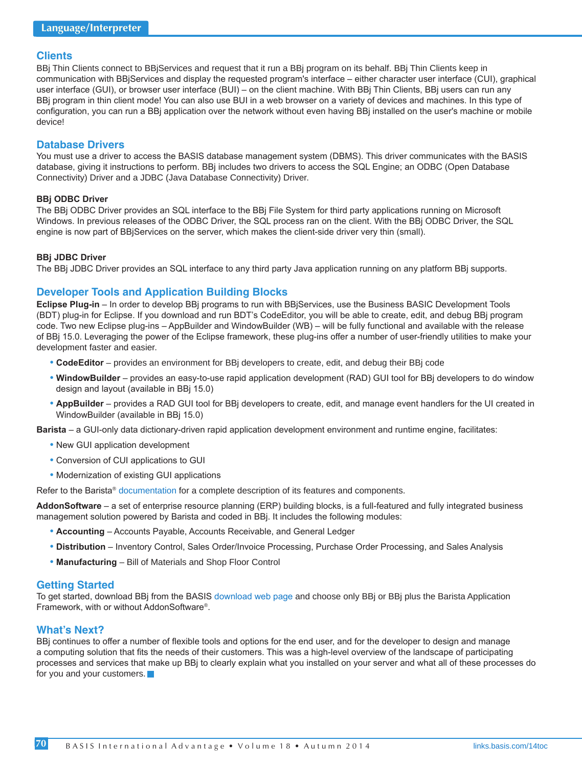## Clients

BBj Thin Clients connect to BBjServices and request that it run a BBj program on its behalf. BBj Thin Clients keep in communication with BBjServices and display the requested program's interface – either character user interface (CUI), graphical user interface (GUI), or browser user interface (BUI) – on the client machine. With BBj Thin Clients, BBj users can run any BBj program in thin client mode! You can also use BUI in a web browser on a variety of devices and machines. In this type of configuration, you can run a BBj application over the network without even having BBj installed on the user's machine or mobile device!

## Database Drivers

You must use a driver to access the BASIS database management system (DBMS). This driver communicates with the BASIS database, giving it instructions to perform. BBj includes two drivers to access the SQL Engine; an ODBC (Open Database Connectivity) Driver and a JDBC (Java Database Connectivity) Driver.

### BBj ODBC Driver

The BBj ODBC Driver provides an SQL interface to the BBj File System for third party applications running on Microsoft Windows. In previous releases of the ODBC Driver, the SQL process ran on the client. With the BBj ODBC Driver, the SQL engine is now part of BBjServices on the server, which makes the client-side driver very thin (small).

### BBj JDBC Driver

The BBj JDBC Driver provides an SQL interface to any third party Java application running on any platform BBj supports.

## Developer Tools and Application Building Blocks

**Eclipse Plug-in** – In order to develop BBj programs to run with BBjServices, use the Business BASIC Development Tools (BDT) plug-in for Eclipse. If you download and run BDT's CodeEditor, you will be able to create, edit, and debug BBj program code. Two new Eclipse plug-ins – AppBuilder and WindowBuilder (WB) – will be fully functional and available with the release of BBj 15.0. Leveraging the power of the Eclipse framework, these plug-ins offer a number of user-friendly utilities to make your development faster and easier.

- **CodeEditor** – provides an environment for BBj developers to create, edit, and debug their BBj code
- **WindowBuilder** – provides an easy-to-use rapid application development (RAD) GUI tool for BBj developers to do window design and layout (available in BBj 15.0)
- **AppBuilder** – provides a RAD GUI tool for BBj developers to create, edit, and manage event handlers for the UI created in WindowBuilder (available in BBj 15.0)

**Barista** – a GUI-only data dictionary-driven rapid application development environment and runtime engine, facilitates:

- New GUI application development
- Conversion of CUI applications to GUI
- Modernization of existing GUI applications

Refer to the Barista® documentation for a complete description of its features and components.

**AddonSoftware** – a set of enterprise resource planning (ERP) building blocks, is a full-featured and fully integrated business management solution powered by Barista and coded in BBj. It includes the following modules:

- **Accounting** – Accounts Payable, Accounts Receivable, and General Ledger
- **Distribution** – Inventory Control, Sales Order/Invoice Processing, Purchase Order Processing, and Sales Analysis
- **Manufacturing** – Bill of Materials and Shop Floor Control

## Getting Started

To get started, download BBj from the BASIS download web page and choose only BBj or BBj plus the Barista Application Framework, with or without AddonSoftware®.

## What's Next?

BBj continues to offer a number of flexible tools and options for the end user, and for the developer to design and manage a computing solution that fits the needs of their customers. This was a high-level overview of the landscape of participating processes and services that make up BBj to clearly explain what you installed on your server and what all of these processes do for you and your customers.